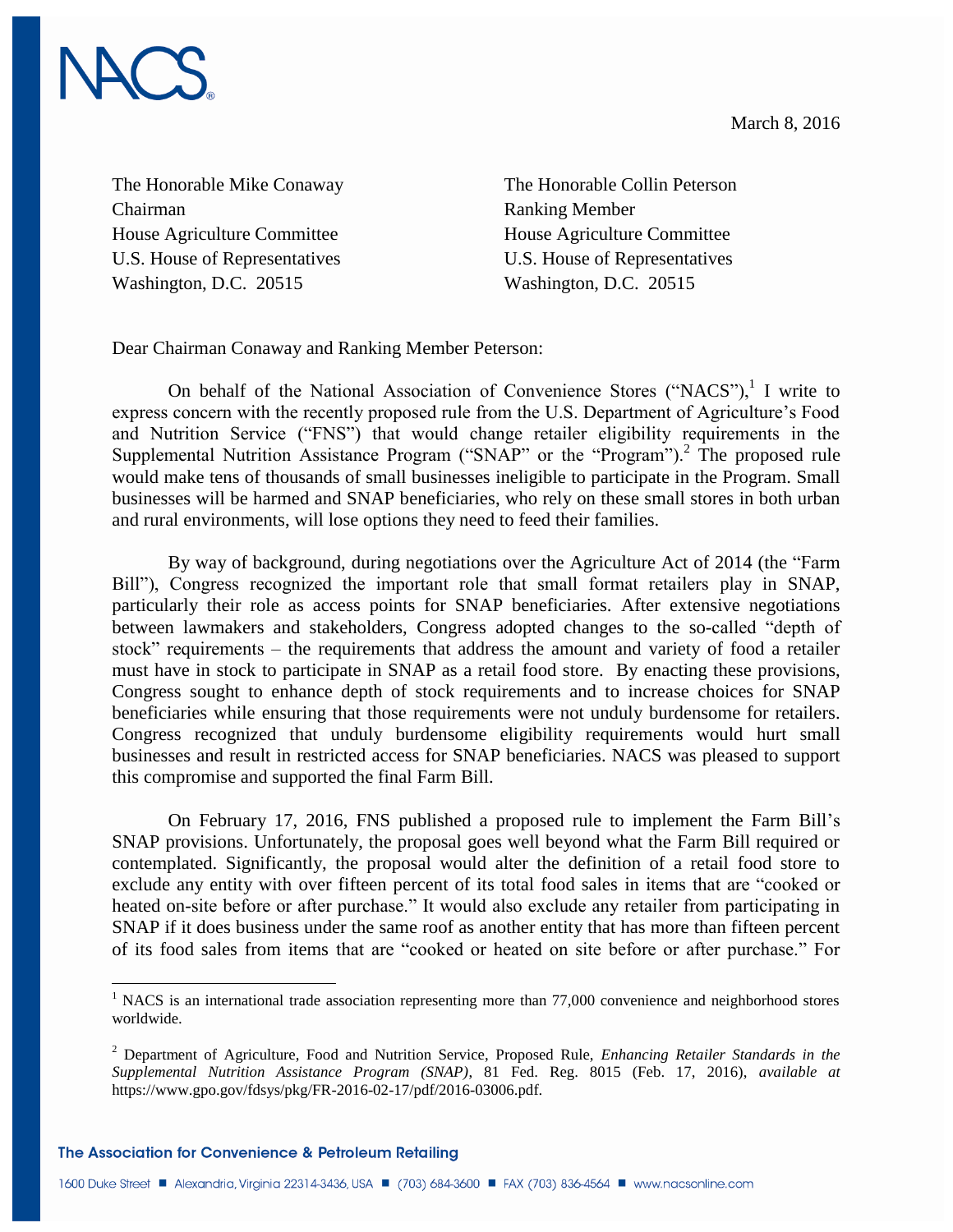March 8, 2016

The Honorable Mike Conaway
Chairman
House Agriculture Committee
U.S. House of Representatives
Washington, D.C. 20515

The Honorable Collin Peterson
Ranking Member
House Agriculture Committee
U.S. House of Representatives
Washington, D.C. 20515

Dear Chairman Conaway and Ranking Member Peterson:

On behalf of the National Association of Convenience Stores ("NACS"),[1] I write to express concern with the recently proposed rule from the U.S. Department of Agriculture's Food and Nutrition Service ("FNS") that would change retailer eligibility requirements in the Supplemental Nutrition Assistance Program ("SNAP" or the "Program").[2] The proposed rule would make tens of thousands of small businesses ineligible to participate in the Program. Small businesses will be harmed and SNAP beneficiaries, who rely on these small stores in both urban and rural environments, will lose options they need to feed their families.

By way of background, during negotiations over the Agriculture Act of 2014 (the "Farm Bill"), Congress recognized the important role that small format retailers play in SNAP, particularly their role as access points for SNAP beneficiaries. After extensive negotiations between lawmakers and stakeholders, Congress adopted changes to the so-called "depth of stock" requirements – the requirements that address the amount and variety of food a retailer must have in stock to participate in SNAP as a retail food store. By enacting these provisions, Congress sought to enhance depth of stock requirements and to increase choices for SNAP beneficiaries while ensuring that those requirements were not unduly burdensome for retailers. Congress recognized that unduly burdensome eligibility requirements would hurt small businesses and result in restricted access for SNAP beneficiaries. NACS was pleased to support this compromise and supported the final Farm Bill.

On February 17, 2016, FNS published a proposed rule to implement the Farm Bill's SNAP provisions. Unfortunately, the proposal goes well beyond what the Farm Bill required or contemplated. Significantly, the proposal would alter the definition of a retail food store to exclude any entity with over fifteen percent of its total food sales in items that are "cooked or heated on-site before or after purchase." It would also exclude any retailer from participating in SNAP if it does business under the same roof as another entity that has more than fifteen percent of its food sales from items that are "cooked or heated on site before or after purchase." For

[1] NACS is an international trade association representing more than 77,000 convenience and neighborhood stores worldwide.

[2] Department of Agriculture, Food and Nutrition Service, Proposed Rule, *Enhancing Retailer Standards in the Supplemental Nutrition Assistance Program (SNAP)*, 81 Fed. Reg. 8015 (Feb. 17, 2016), *available at* https://www.gpo.gov/fdsys/pkg/FR-2016-02-17/pdf/2016-03006.pdf.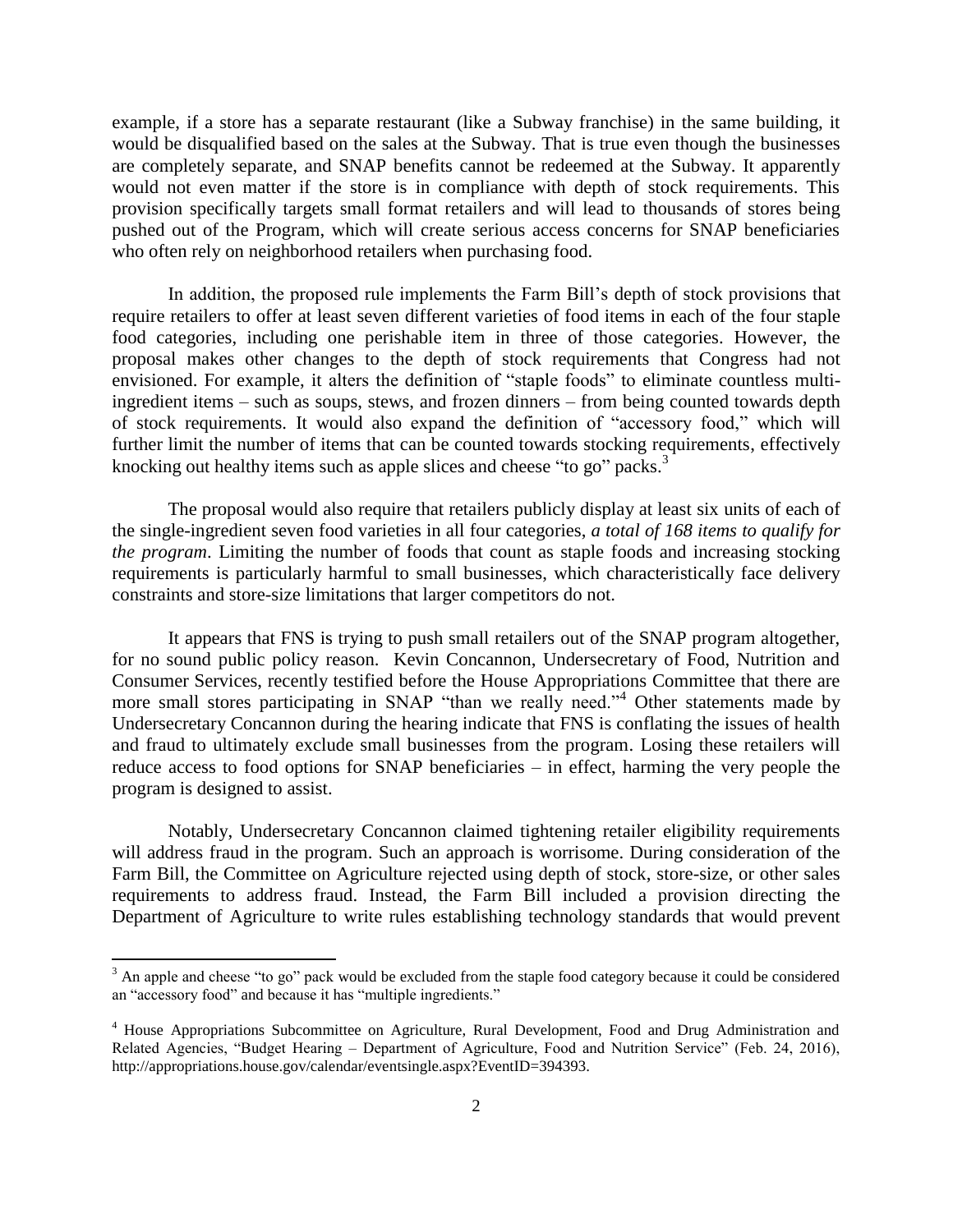example, if a store has a separate restaurant (like a Subway franchise) in the same building, it would be disqualified based on the sales at the Subway. That is true even though the businesses are completely separate, and SNAP benefits cannot be redeemed at the Subway. It apparently would not even matter if the store is in compliance with depth of stock requirements. This provision specifically targets small format retailers and will lead to thousands of stores being pushed out of the Program, which will create serious access concerns for SNAP beneficiaries who often rely on neighborhood retailers when purchasing food.

In addition, the proposed rule implements the Farm Bill's depth of stock provisions that require retailers to offer at least seven different varieties of food items in each of the four staple food categories, including one perishable item in three of those categories. However, the proposal makes other changes to the depth of stock requirements that Congress had not envisioned. For example, it alters the definition of "staple foods" to eliminate countless multi-ingredient items – such as soups, stews, and frozen dinners – from being counted towards depth of stock requirements. It would also expand the definition of "accessory food," which will further limit the number of items that can be counted towards stocking requirements, effectively knocking out healthy items such as apple slices and cheese "to go" packs.[3]

The proposal would also require that retailers publicly display at least six units of each of the single-ingredient seven food varieties in all four categories, *a total of 168 items to qualify for the program*. Limiting the number of foods that count as staple foods and increasing stocking requirements is particularly harmful to small businesses, which characteristically face delivery constraints and store-size limitations that larger competitors do not.

It appears that FNS is trying to push small retailers out of the SNAP program altogether, for no sound public policy reason. Kevin Concannon, Undersecretary of Food, Nutrition and Consumer Services, recently testified before the House Appropriations Committee that there are more small stores participating in SNAP "than we really need."[4] Other statements made by Undersecretary Concannon during the hearing indicate that FNS is conflating the issues of health and fraud to ultimately exclude small businesses from the program. Losing these retailers will reduce access to food options for SNAP beneficiaries – in effect, harming the very people the program is designed to assist.

Notably, Undersecretary Concannon claimed tightening retailer eligibility requirements will address fraud in the program. Such an approach is worrisome. During consideration of the Farm Bill, the Committee on Agriculture rejected using depth of stock, store-size, or other sales requirements to address fraud. Instead, the Farm Bill included a provision directing the Department of Agriculture to write rules establishing technology standards that would prevent

---

[3] An apple and cheese "to go" pack would be excluded from the staple food category because it could be considered an "accessory food" and because it has "multiple ingredients."

[4] House Appropriations Subcommittee on Agriculture, Rural Development, Food and Drug Administration and Related Agencies, "Budget Hearing – Department of Agriculture, Food and Nutrition Service" (Feb. 24, 2016), http://appropriations.house.gov/calendar/eventsingle.aspx?EventID=394393.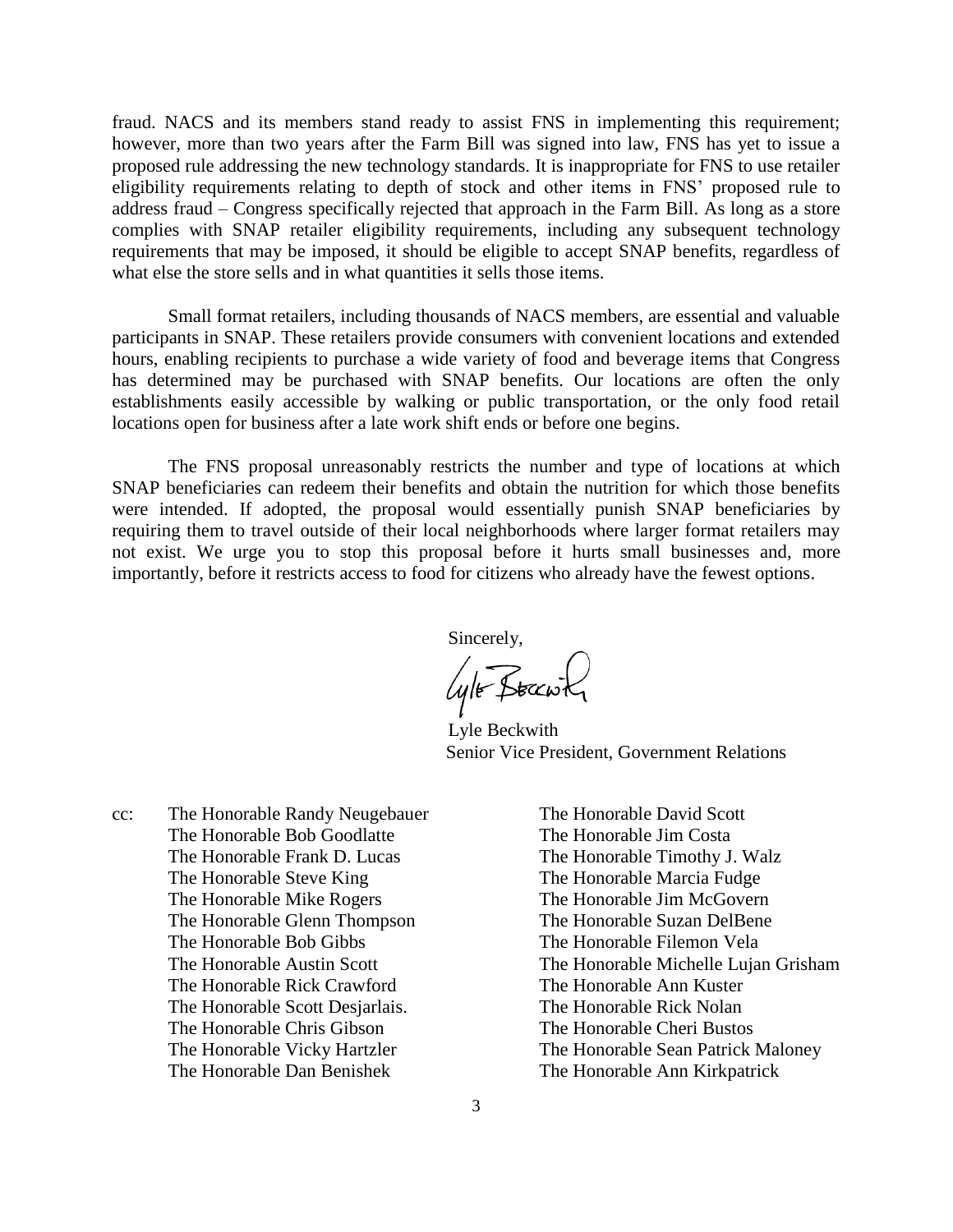fraud. NACS and its members stand ready to assist FNS in implementing this requirement; however, more than two years after the Farm Bill was signed into law, FNS has yet to issue a proposed rule addressing the new technology standards. It is inappropriate for FNS to use retailer eligibility requirements relating to depth of stock and other items in FNS' proposed rule to address fraud – Congress specifically rejected that approach in the Farm Bill. As long as a store complies with SNAP retailer eligibility requirements, including any subsequent technology requirements that may be imposed, it should be eligible to accept SNAP benefits, regardless of what else the store sells and in what quantities it sells those items.

Small format retailers, including thousands of NACS members, are essential and valuable participants in SNAP. These retailers provide consumers with convenient locations and extended hours, enabling recipients to purchase a wide variety of food and beverage items that Congress has determined may be purchased with SNAP benefits. Our locations are often the only establishments easily accessible by walking or public transportation, or the only food retail locations open for business after a late work shift ends or before one begins.

The FNS proposal unreasonably restricts the number and type of locations at which SNAP beneficiaries can redeem their benefits and obtain the nutrition for which those benefits were intended. If adopted, the proposal would essentially punish SNAP beneficiaries by requiring them to travel outside of their local neighborhoods where larger format retailers may not exist. We urge you to stop this proposal before it hurts small businesses and, more importantly, before it restricts access to food for citizens who already have the fewest options.

Sincerely,

Lyle Beckwith
Senior Vice President, Government Relations

cc:
The Honorable Randy Neugebauer
The Honorable Bob Goodlatte
The Honorable Frank D. Lucas
The Honorable Steve King
The Honorable Mike Rogers
The Honorable Glenn Thompson
The Honorable Bob Gibbs
The Honorable Austin Scott
The Honorable Rick Crawford
The Honorable Scott Desjarlais.
The Honorable Chris Gibson
The Honorable Vicky Hartzler
The Honorable Dan Benishek
The Honorable David Scott
The Honorable Jim Costa
The Honorable Timothy J. Walz
The Honorable Marcia Fudge
The Honorable Jim McGovern
The Honorable Suzan DelBene
The Honorable Filemon Vela
The Honorable Michelle Lujan Grisham
The Honorable Ann Kuster
The Honorable Rick Nolan
The Honorable Cheri Bustos
The Honorable Sean Patrick Maloney
The Honorable Ann Kirkpatrick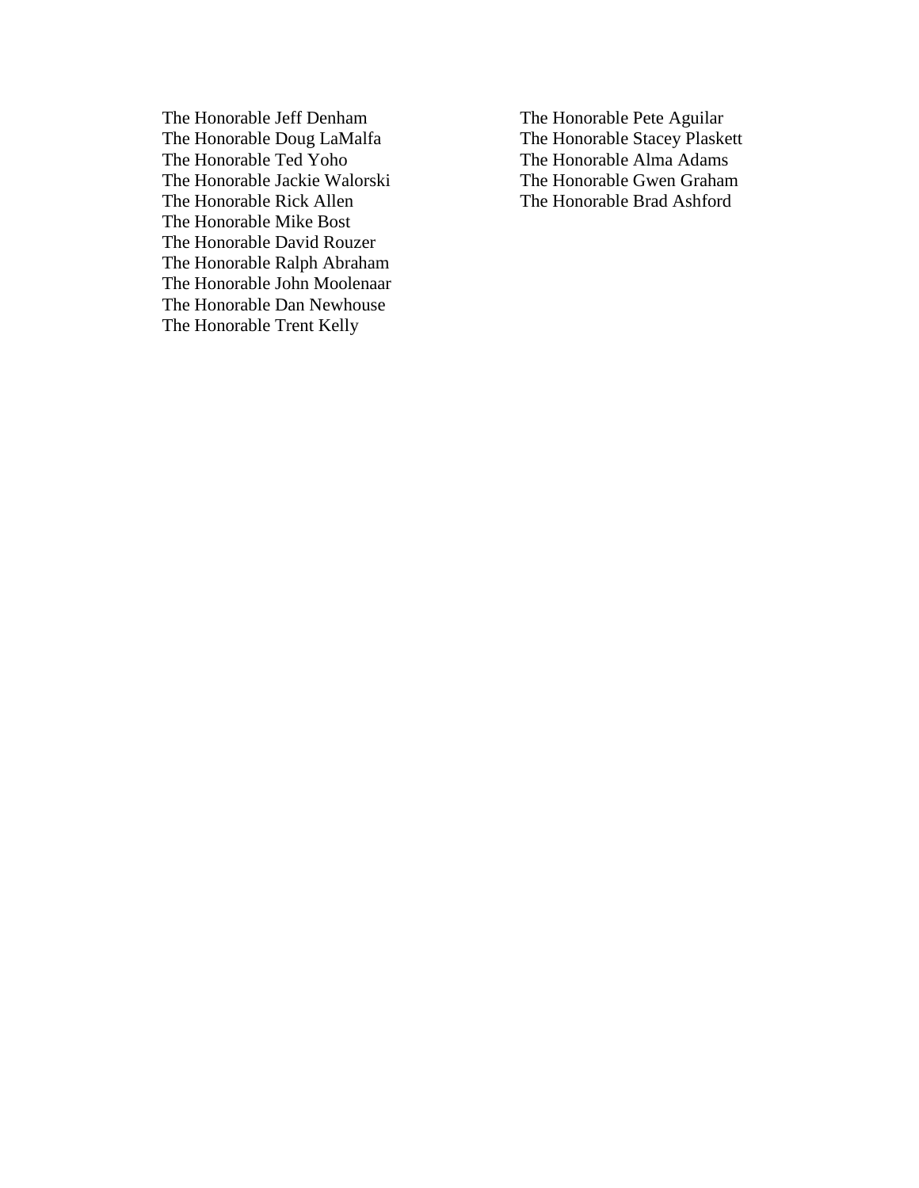The Honorable Jeff Denham
The Honorable Doug LaMalfa
The Honorable Ted Yoho
The Honorable Jackie Walorski
The Honorable Rick Allen
The Honorable Mike Bost
The Honorable David Rouzer
The Honorable Ralph Abraham
The Honorable John Moolenaar
The Honorable Dan Newhouse
The Honorable Trent Kelly

The Honorable Pete Aguilar
The Honorable Stacey Plaskett
The Honorable Alma Adams
The Honorable Gwen Graham
The Honorable Brad Ashford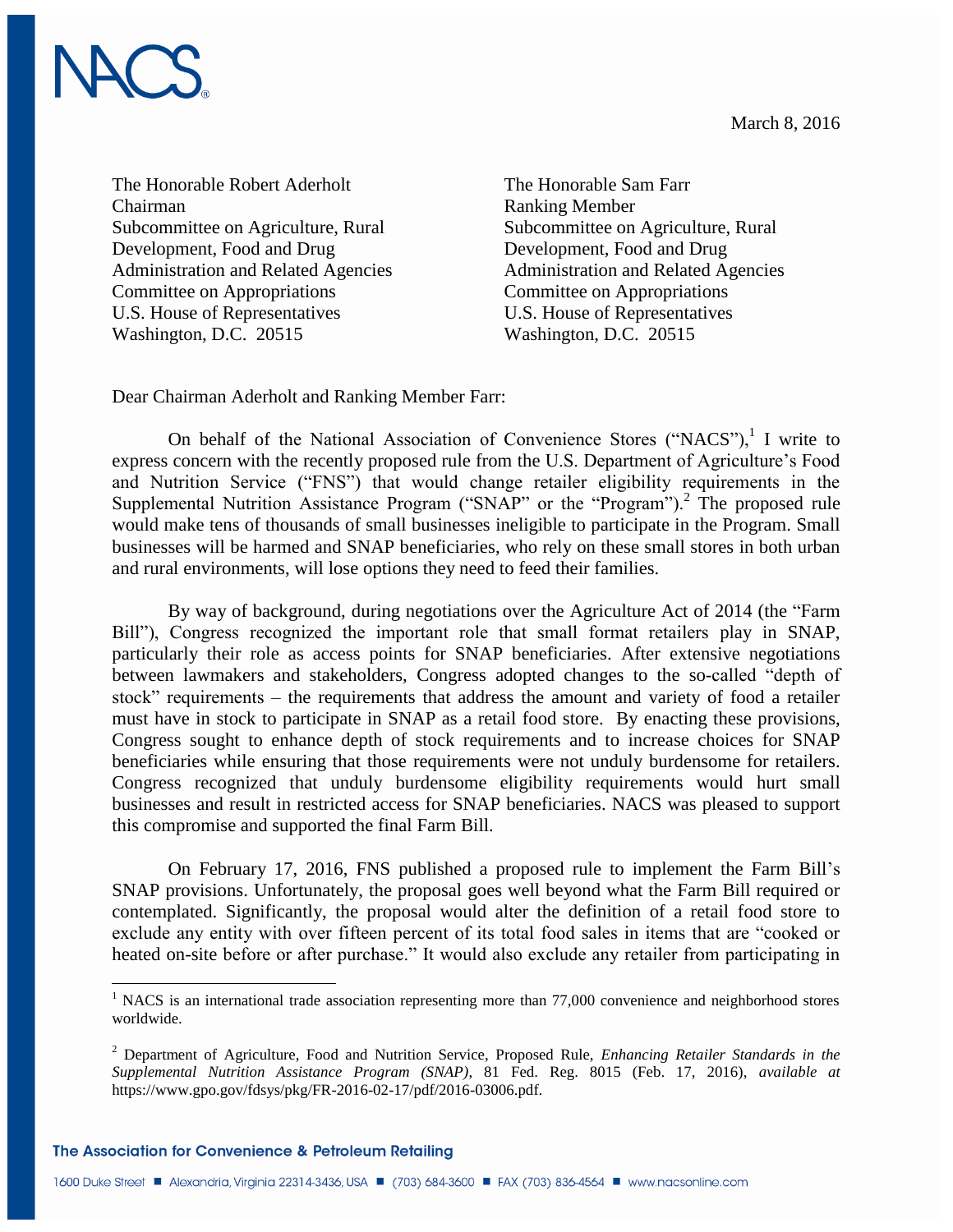NACS

March 8, 2016

The Honorable Robert Aderholt
Chairman
Subcommittee on Agriculture, Rural Development, Food and Drug Administration and Related Agencies
Committee on Appropriations
U.S. House of Representatives
Washington, D.C. 20515

The Honorable Sam Farr
Ranking Member
Subcommittee on Agriculture, Rural Development, Food and Drug Administration and Related Agencies
Committee on Appropriations
U.S. House of Representatives
Washington, D.C. 20515

Dear Chairman Aderholt and Ranking Member Farr:

On behalf of the National Association of Convenience Stores ("NACS"),[1] I write to express concern with the recently proposed rule from the U.S. Department of Agriculture's Food and Nutrition Service ("FNS") that would change retailer eligibility requirements in the Supplemental Nutrition Assistance Program ("SNAP" or the "Program").[2] The proposed rule would make tens of thousands of small businesses ineligible to participate in the Program. Small businesses will be harmed and SNAP beneficiaries, who rely on these small stores in both urban and rural environments, will lose options they need to feed their families.

By way of background, during negotiations over the Agriculture Act of 2014 (the "Farm Bill"), Congress recognized the important role that small format retailers play in SNAP, particularly their role as access points for SNAP beneficiaries. After extensive negotiations between lawmakers and stakeholders, Congress adopted changes to the so-called "depth of stock" requirements – the requirements that address the amount and variety of food a retailer must have in stock to participate in SNAP as a retail food store. By enacting these provisions, Congress sought to enhance depth of stock requirements and to increase choices for SNAP beneficiaries while ensuring that those requirements were not unduly burdensome for retailers. Congress recognized that unduly burdensome eligibility requirements would hurt small businesses and result in restricted access for SNAP beneficiaries. NACS was pleased to support this compromise and supported the final Farm Bill.

On February 17, 2016, FNS published a proposed rule to implement the Farm Bill's SNAP provisions. Unfortunately, the proposal goes well beyond what the Farm Bill required or contemplated. Significantly, the proposal would alter the definition of a retail food store to exclude any entity with over fifteen percent of its total food sales in items that are "cooked or heated on-site before or after purchase." It would also exclude any retailer from participating in

---

[1] NACS is an international trade association representing more than 77,000 convenience and neighborhood stores worldwide.

[2] Department of Agriculture, Food and Nutrition Service, Proposed Rule, *Enhancing Retailer Standards in the Supplemental Nutrition Assistance Program (SNAP)*, 81 Fed. Reg. 8015 (Feb. 17, 2016), *available at* https://www.gpo.gov/fdsys/pkg/FR-2016-02-17/pdf/2016-03006.pdf.

The Association for Convenience & Petroleum Retailing

1600 Duke Street ■ Alexandria, Virginia 22314-3436, USA ■ (703) 684-3600 ■ FAX (703) 836-4564 ■ www.nacsonline.com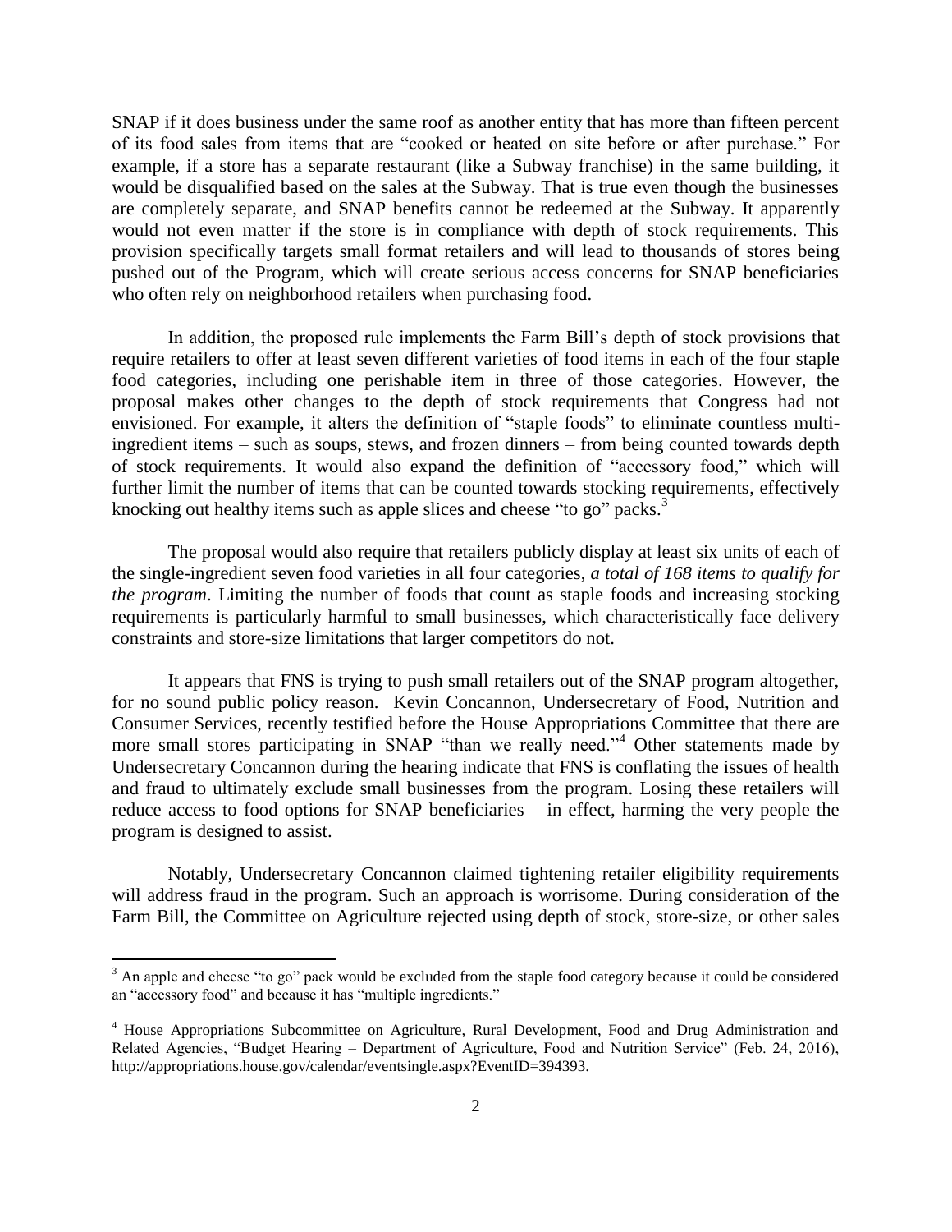SNAP if it does business under the same roof as another entity that has more than fifteen percent of its food sales from items that are "cooked or heated on site before or after purchase." For example, if a store has a separate restaurant (like a Subway franchise) in the same building, it would be disqualified based on the sales at the Subway. That is true even though the businesses are completely separate, and SNAP benefits cannot be redeemed at the Subway. It apparently would not even matter if the store is in compliance with depth of stock requirements. This provision specifically targets small format retailers and will lead to thousands of stores being pushed out of the Program, which will create serious access concerns for SNAP beneficiaries who often rely on neighborhood retailers when purchasing food.

In addition, the proposed rule implements the Farm Bill's depth of stock provisions that require retailers to offer at least seven different varieties of food items in each of the four staple food categories, including one perishable item in three of those categories. However, the proposal makes other changes to the depth of stock requirements that Congress had not envisioned. For example, it alters the definition of "staple foods" to eliminate countless multi-ingredient items – such as soups, stews, and frozen dinners – from being counted towards depth of stock requirements. It would also expand the definition of "accessory food," which will further limit the number of items that can be counted towards stocking requirements, effectively knocking out healthy items such as apple slices and cheese "to go" packs.[3]

The proposal would also require that retailers publicly display at least six units of each of the single-ingredient seven food varieties in all four categories, *a total of 168 items to qualify for the program*. Limiting the number of foods that count as staple foods and increasing stocking requirements is particularly harmful to small businesses, which characteristically face delivery constraints and store-size limitations that larger competitors do not.

It appears that FNS is trying to push small retailers out of the SNAP program altogether, for no sound public policy reason. Kevin Concannon, Undersecretary of Food, Nutrition and Consumer Services, recently testified before the House Appropriations Committee that there are more small stores participating in SNAP "than we really need."[4] Other statements made by Undersecretary Concannon during the hearing indicate that FNS is conflating the issues of health and fraud to ultimately exclude small businesses from the program. Losing these retailers will reduce access to food options for SNAP beneficiaries – in effect, harming the very people the program is designed to assist.

Notably, Undersecretary Concannon claimed tightening retailer eligibility requirements will address fraud in the program. Such an approach is worrisome. During consideration of the Farm Bill, the Committee on Agriculture rejected using depth of stock, store-size, or other sales

---

[3] An apple and cheese "to go" pack would be excluded from the staple food category because it could be considered an "accessory food" and because it has "multiple ingredients."

[4] House Appropriations Subcommittee on Agriculture, Rural Development, Food and Drug Administration and Related Agencies, "Budget Hearing – Department of Agriculture, Food and Nutrition Service" (Feb. 24, 2016), http://appropriations.house.gov/calendar/eventsingle.aspx?EventID=394393.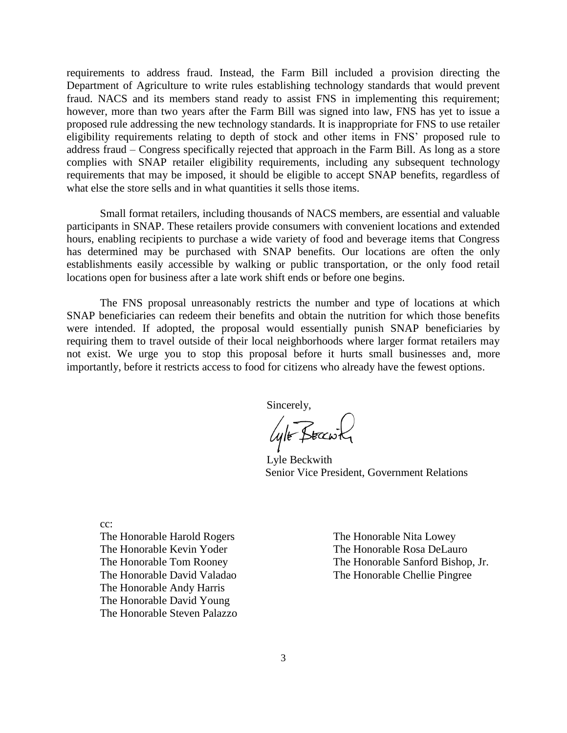requirements to address fraud. Instead, the Farm Bill included a provision directing the Department of Agriculture to write rules establishing technology standards that would prevent fraud. NACS and its members stand ready to assist FNS in implementing this requirement; however, more than two years after the Farm Bill was signed into law, FNS has yet to issue a proposed rule addressing the new technology standards. It is inappropriate for FNS to use retailer eligibility requirements relating to depth of stock and other items in FNS' proposed rule to address fraud – Congress specifically rejected that approach in the Farm Bill. As long as a store complies with SNAP retailer eligibility requirements, including any subsequent technology requirements that may be imposed, it should be eligible to accept SNAP benefits, regardless of what else the store sells and in what quantities it sells those items.

Small format retailers, including thousands of NACS members, are essential and valuable participants in SNAP. These retailers provide consumers with convenient locations and extended hours, enabling recipients to purchase a wide variety of food and beverage items that Congress has determined may be purchased with SNAP benefits. Our locations are often the only establishments easily accessible by walking or public transportation, or the only food retail locations open for business after a late work shift ends or before one begins.

The FNS proposal unreasonably restricts the number and type of locations at which SNAP beneficiaries can redeem their benefits and obtain the nutrition for which those benefits were intended. If adopted, the proposal would essentially punish SNAP beneficiaries by requiring them to travel outside of their local neighborhoods where larger format retailers may not exist. We urge you to stop this proposal before it hurts small businesses and, more importantly, before it restricts access to food for citizens who already have the fewest options.

Sincerely,

Lyle Beckwith
Senior Vice President, Government Relations

cc:

The Honorable Harold Rogers
The Honorable Kevin Yoder
The Honorable Tom Rooney
The Honorable David Valadao
The Honorable Andy Harris
The Honorable David Young
The Honorable Steven Palazzo

The Honorable Nita Lowey
The Honorable Rosa DeLauro
The Honorable Sanford Bishop, Jr.
The Honorable Chellie Pingree